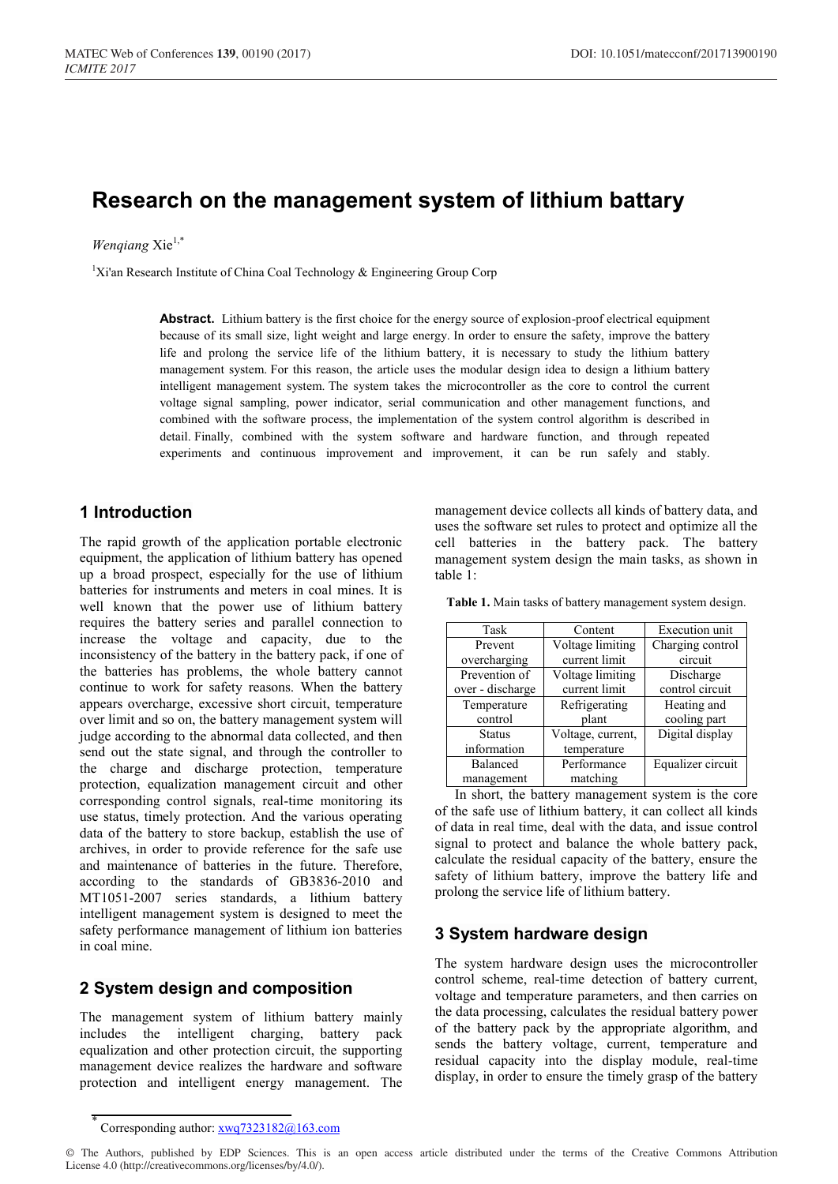# Research on the management system of lithium battary

*Wenqiang* Xie[1,*]

[1]Xi'an Research Institute of China Coal Technology & Engineering Group Corp

**Abstract.** Lithium battery is the first choice for the energy source of explosion-proof electrical equipment because of its small size, light weight and large energy. In order to ensure the safety, improve the battery life and prolong the service life of the lithium battery, it is necessary to study the lithium battery management system. For this reason, the article uses the modular design idea to design a lithium battery intelligent management system. The system takes the microcontroller as the core to control the current voltage signal sampling, power indicator, serial communication and other management functions, and combined with the software process, the implementation of the system control algorithm is described in detail. Finally, combined with the system software and hardware function, and through repeated experiments and continuous improvement and improvement, it can be run safely and stably.

## 1 Introduction

The rapid growth of the application portable electronic equipment, the application of lithium battery has opened up a broad prospect, especially for the use of lithium batteries for instruments and meters in coal mines. It is well known that the power use of lithium battery requires the battery series and parallel connection to increase the voltage and capacity, due to the inconsistency of the battery in the battery pack, if one of the batteries has problems, the whole battery cannot continue to work for safety reasons. When the battery appears overcharge, excessive short circuit, temperature over limit and so on, the battery management system will judge according to the abnormal data collected, and then send out the state signal, and through the controller to the charge and discharge protection, temperature protection, equalization management circuit and other corresponding control signals, real-time monitoring its use status, timely protection. And the various operating data of the battery to store backup, establish the use of archives, in order to provide reference for the safe use and maintenance of batteries in the future. Therefore, according to the standards of GB3836-2010 and MT1051-2007 series standards, a lithium battery intelligent management system is designed to meet the safety performance management of lithium ion batteries in coal mine.

## 2 System design and composition

The management system of lithium battery mainly includes the intelligent charging, battery pack equalization and other protection circuit, the supporting management device realizes the hardware and software protection and intelligent energy management. The management device collects all kinds of battery data, and uses the software set rules to protect and optimize all the cell batteries in the battery pack. The battery management system design the main tasks, as shown in table 1:

**Table 1.** Main tasks of battery management system design.

| Task | Content | Execution unit |
|---|---|---|
| Prevent overcharging | Voltage limiting current limit | Charging control circuit |
| Prevention of over - discharge | Voltage limiting current limit | Discharge control circuit |
| Temperature control | Refrigerating plant | Heating and cooling part |
| Status information | Voltage, current, temperature | Digital display |
| Balanced management | Performance matching | Equalizer circuit |

In short, the battery management system is the core of the safe use of lithium battery, it can collect all kinds of data in real time, deal with the data, and issue control signal to protect and balance the whole battery pack, calculate the residual capacity of the battery, ensure the safety of lithium battery, improve the battery life and prolong the service life of lithium battery.

## 3 System hardware design

The system hardware design uses the microcontroller control scheme, real-time detection of battery current, voltage and temperature parameters, and then carries on the data processing, calculates the residual battery power of the battery pack by the appropriate algorithm, and sends the battery voltage, current, temperature and residual capacity into the display module, real-time display, in order to ensure the timely grasp of the battery

[*] Corresponding author: xwq7323182@163.com

© The Authors, published by EDP Sciences. This is an open access article distributed under the terms of the Creative Commons Attribution License 4.0 (http://creativecommons.org/licenses/by/4.0/).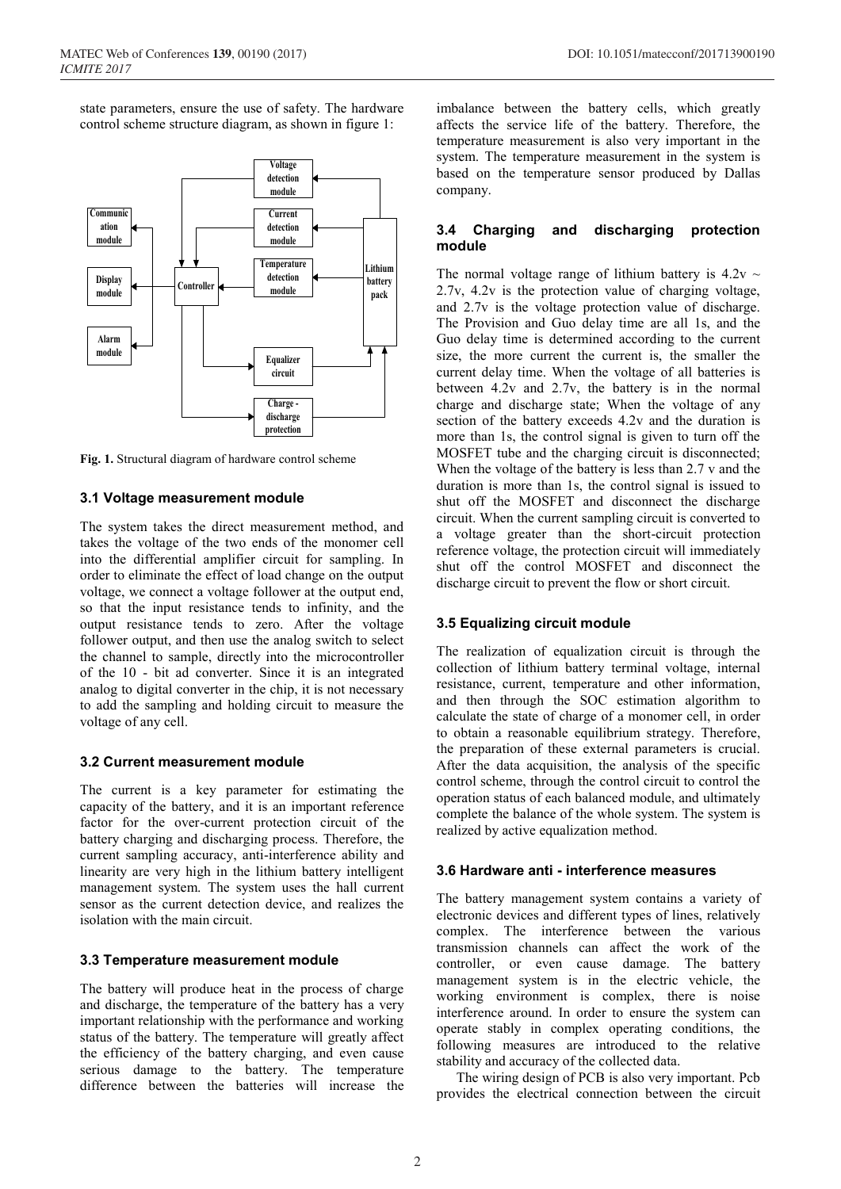state parameters, ensure the use of safety. The hardware control scheme structure diagram, as shown in figure 1:

**Fig. 1.** Structural diagram of hardware control scheme

### 3.1 Voltage measurement module

The system takes the direct measurement method, and takes the voltage of the two ends of the monomer cell into the differential amplifier circuit for sampling. In order to eliminate the effect of load change on the output voltage, we connect a voltage follower at the output end, so that the input resistance tends to infinity, and the output resistance tends to zero. After the voltage follower output, and then use the analog switch to select the channel to sample, directly into the microcontroller of the 10 - bit ad converter. Since it is an integrated analog to digital converter in the chip, it is not necessary to add the sampling and holding circuit to measure the voltage of any cell.

### 3.2 Current measurement module

The current is a key parameter for estimating the capacity of the battery, and it is an important reference factor for the over-current protection circuit of the battery charging and discharging process. Therefore, the current sampling accuracy, anti-interference ability and linearity are very high in the lithium battery intelligent management system. The system uses the hall current sensor as the current detection device, and realizes the isolation with the main circuit.

### 3.3 Temperature measurement module

The battery will produce heat in the process of charge and discharge, the temperature of the battery has a very important relationship with the performance and working status of the battery. The temperature will greatly affect the efficiency of the battery charging, and even cause serious damage to the battery. The temperature difference between the batteries will increase the imbalance between the battery cells, which greatly affects the service life of the battery. Therefore, the temperature measurement is also very important in the system. The temperature measurement in the system is based on the temperature sensor produced by Dallas company.

### 3.4 Charging and discharging protection module

The normal voltage range of lithium battery is 4.2v ~ 2.7v, 4.2v is the protection value of charging voltage, and 2.7v is the voltage protection value of discharge. The Provision and Guo delay time are all 1s, and the Guo delay time is determined according to the current size, the more current the current is, the smaller the current delay time. When the voltage of all batteries is between 4.2v and 2.7v, the battery is in the normal charge and discharge state; When the voltage of any section of the battery exceeds 4.2v and the duration is more than 1s, the control signal is given to turn off the MOSFET tube and the charging circuit is disconnected; When the voltage of the battery is less than 2.7 v and the duration is more than 1s, the control signal is issued to shut off the MOSFET and disconnect the discharge circuit. When the current sampling circuit is converted to a voltage greater than the short-circuit protection reference voltage, the protection circuit will immediately shut off the control MOSFET and disconnect the discharge circuit to prevent the flow or short circuit.

### 3.5 Equalizing circuit module

The realization of equalization circuit is through the collection of lithium battery terminal voltage, internal resistance, current, temperature and other information, and then through the SOC estimation algorithm to calculate the state of charge of a monomer cell, in order to obtain a reasonable equilibrium strategy. Therefore, the preparation of these external parameters is crucial. After the data acquisition, the analysis of the specific control scheme, through the control circuit to control the operation status of each balanced module, and ultimately complete the balance of the whole system. The system is realized by active equalization method.

### 3.6 Hardware anti - interference measures

The battery management system contains a variety of electronic devices and different types of lines, relatively complex. The interference between the various transmission channels can affect the work of the controller, or even cause damage. The battery management system is in the electric vehicle, the working environment is complex, there is noise interference around. In order to ensure the system can operate stably in complex operating conditions, the following measures are introduced to the relative stability and accuracy of the collected data.

The wiring design of PCB is also very important. Pcb provides the electrical connection between the circuit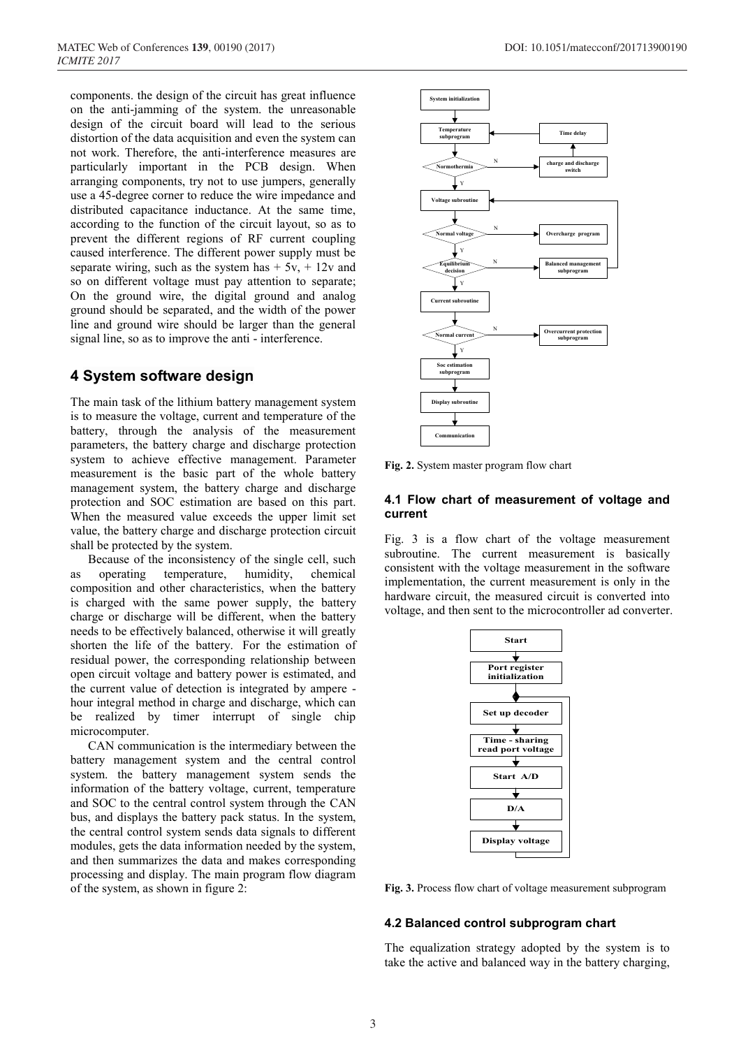components. the design of the circuit has great influence on the anti-jamming of the system. the unreasonable design of the circuit board will lead to the serious distortion of the data acquisition and even the system can not work. Therefore, the anti-interference measures are particularly important in the PCB design. When arranging components, try not to use jumpers, generally use a 45-degree corner to reduce the wire impedance and distributed capacitance inductance. At the same time, according to the function of the circuit layout, so as to prevent the different regions of RF current coupling caused interference. The different power supply must be separate wiring, such as the system has + 5v, + 12v and so on different voltage must pay attention to separate; On the ground wire, the digital ground and analog ground should be separated, and the width of the power line and ground wire should be larger than the general signal line, so as to improve the anti - interference.

## 4 System software design

The main task of the lithium battery management system is to measure the voltage, current and temperature of the battery, through the analysis of the measurement parameters, the battery charge and discharge protection system to achieve effective management. Parameter measurement is the basic part of the whole battery management system, the battery charge and discharge protection and SOC estimation are based on this part. When the measured value exceeds the upper limit set value, the battery charge and discharge protection circuit shall be protected by the system.

Because of the inconsistency of the single cell, such as operating temperature, humidity, chemical composition and other characteristics, when the battery is charged with the same power supply, the battery charge or discharge will be different, when the battery needs to be effectively balanced, otherwise it will greatly shorten the life of the battery. For the estimation of residual power, the corresponding relationship between open circuit voltage and battery power is estimated, and the current value of detection is integrated by ampere - hour integral method in charge and discharge, which can be realized by timer interrupt of single chip microcomputer.

CAN communication is the intermediary between the battery management system and the central control system. the battery management system sends the information of the battery voltage, current, temperature and SOC to the central control system through the CAN bus, and displays the battery pack status. In the system, the central control system sends data signals to different modules, gets the data information needed by the system, and then summarizes the data and makes corresponding processing and display. The main program flow diagram of the system, as shown in figure 2:

**Fig. 2.** System master program flow chart

### 4.1 Flow chart of measurement of voltage and current

Fig. 3 is a flow chart of the voltage measurement subroutine. The current measurement is basically consistent with the voltage measurement in the software implementation, the current measurement is only in the hardware circuit, the measured circuit is converted into voltage, and then sent to the microcontroller ad converter.

**Fig. 3.** Process flow chart of voltage measurement subprogram

### 4.2 Balanced control subprogram chart

The equalization strategy adopted by the system is to take the active and balanced way in the battery charging,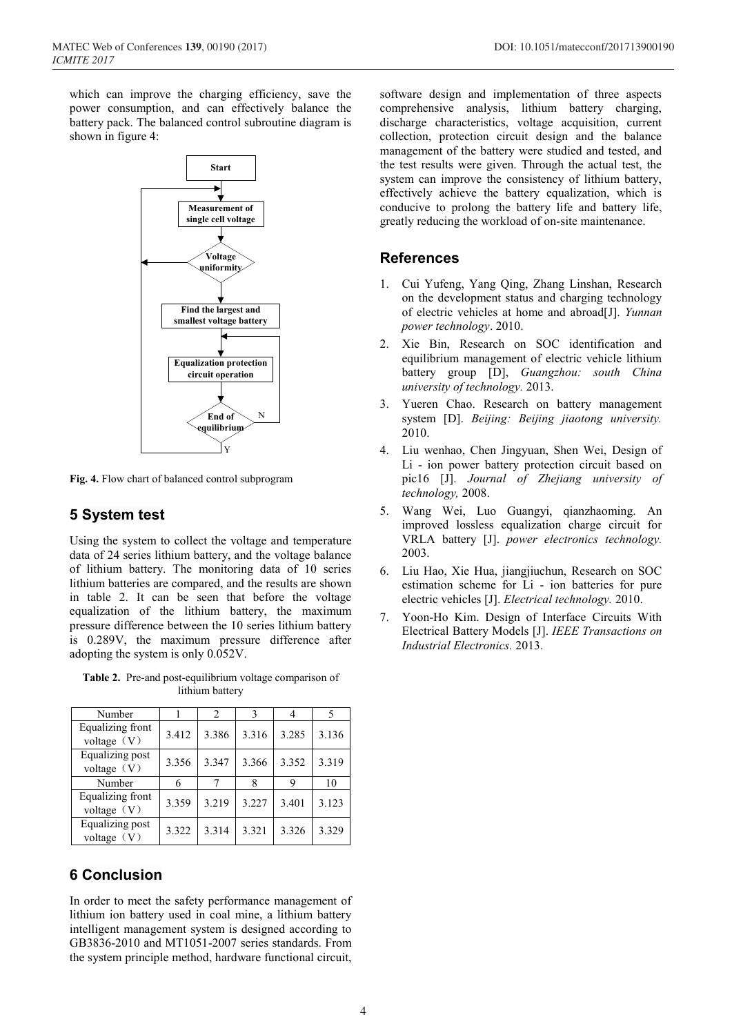which can improve the charging efficiency, save the power consumption, and can effectively balance the battery pack. The balanced control subroutine diagram is shown in figure 4:

Start

Measurement of single cell voltage

Voltage uniformity

Find the largest and smallest voltage battery

Equalization protection circuit operation

End of equilibrium

N

Y

**Fig. 4.** Flow chart of balanced control subprogram

## 5 System test

Using the system to collect the voltage and temperature data of 24 series lithium battery, and the voltage balance of lithium battery. The monitoring data of 10 series lithium batteries are compared, and the results are shown in table 2. It can be seen that before the voltage equalization of the lithium battery, the maximum pressure difference between the 10 series lithium battery is 0.289V, the maximum pressure difference after adopting the system is only 0.052V.

**Table 2.** Pre-and post-equilibrium voltage comparison of lithium battery

| Number | 1 | 2 | 3 | 4 | 5 |
|---|---|---|---|---|---|
| Equalizing front voltage（V） | 3.412 | 3.386 | 3.316 | 3.285 | 3.136 |
| Equalizing post voltage（V） | 3.356 | 3.347 | 3.366 | 3.352 | 3.319 |
| Number | 6 | 7 | 8 | 9 | 10 |
| Equalizing front voltage（V） | 3.359 | 3.219 | 3.227 | 3.401 | 3.123 |
| Equalizing post voltage（V） | 3.322 | 3.314 | 3.321 | 3.326 | 3.329 |

## 6 Conclusion

In order to meet the safety performance management of lithium ion battery used in coal mine, a lithium battery intelligent management system is designed according to GB3836-2010 and MT1051-2007 series standards. From the system principle method, hardware functional circuit, software design and implementation of three aspects comprehensive analysis, lithium battery charging, discharge characteristics, voltage acquisition, current collection, protection circuit design and the balance management of the battery were studied and tested, and the test results were given. Through the actual test, the system can improve the consistency of lithium battery, effectively achieve the battery equalization, which is conducive to prolong the battery life and battery life, greatly reducing the workload of on-site maintenance.

## References

1. Cui Yufeng, Yang Qing, Zhang Linshan, Research on the development status and charging technology of electric vehicles at home and abroad[J]. *Yunnan power technology*. 2010.
2. Xie Bin, Research on SOC identification and equilibrium management of electric vehicle lithium battery group [D], *Guangzhou: south China university of technology.* 2013.
3. Yueren Chao. Research on battery management system [D]. *Beijing: Beijing jiaotong university.* 2010.
4. Liu wenhao, Chen Jingyuan, Shen Wei, Design of Li - ion power battery protection circuit based on pic16 [J]. *Journal of Zhejiang university of technology,* 2008.
5. Wang Wei, Luo Guangyi, qianzhaoming. An improved lossless equalization charge circuit for VRLA battery [J]. *power electronics technology.* 2003.
6. Liu Hao, Xie Hua, jiangjiuchun, Research on SOC estimation scheme for Li - ion batteries for pure electric vehicles [J]. *Electrical technology.* 2010.
7. Yoon-Ho Kim. Design of Interface Circuits With Electrical Battery Models [J]. *IEEE Transactions on Industrial Electronics.* 2013.